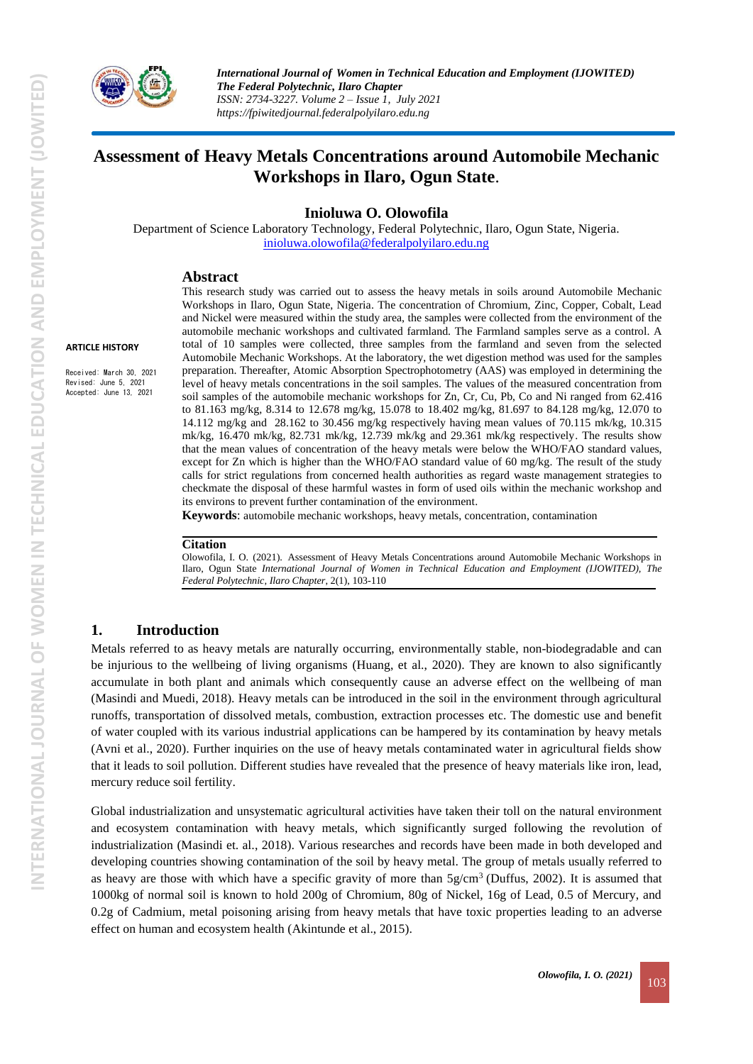# Assessment of Heavy Metals Concentrations around Automobile Mechanic Workshops in Ilaro, Ogun State.

**Inioluwa O. Olowofila**

Department of Science Laboratory Technology, Federal Polytechnic, Ilaro, Ogun State, Nigeria.
inioluwa.olowofila@federalpolyilaro.edu.ng

**ARTICLE HISTORY**

Received: March 30, 2021
Revised: June 5, 2021
Accepted: June 13, 2021

## Abstract

This research study was carried out to assess the heavy metals in soils around Automobile Mechanic Workshops in Ilaro, Ogun State, Nigeria. The concentration of Chromium, Zinc, Copper, Cobalt, Lead and Nickel were measured within the study area, the samples were collected from the environment of the automobile mechanic workshops and cultivated farmland. The Farmland samples serve as a control. A total of 10 samples were collected, three samples from the farmland and seven from the selected Automobile Mechanic Workshops. At the laboratory, the wet digestion method was used for the samples preparation. Thereafter, Atomic Absorption Spectrophotometry (AAS) was employed in determining the level of heavy metals concentrations in the soil samples. The values of the measured concentration from soil samples of the automobile mechanic workshops for Zn, Cr, Cu, Pb, Co and Ni ranged from 62.416 to 81.163 mg/kg, 8.314 to 12.678 mg/kg, 15.078 to 18.402 mg/kg, 81.697 to 84.128 mg/kg, 12.070 to 14.112 mg/kg and 28.162 to 30.456 mg/kg respectively having mean values of 70.115 mk/kg, 10.315 mk/kg, 16.470 mk/kg, 82.731 mk/kg, 12.739 mk/kg and 29.361 mk/kg respectively. The results show that the mean values of concentration of the heavy metals were below the WHO/FAO standard values, except for Zn which is higher than the WHO/FAO standard value of 60 mg/kg. The result of the study calls for strict regulations from concerned health authorities as regard waste management strategies to checkmate the disposal of these harmful wastes in form of used oils within the mechanic workshop and its environs to prevent further contamination of the environment.

**Keywords**: automobile mechanic workshops, heavy metals, concentration, contamination

**Citation**

Olowofila, I. O. (2021). Assessment of Heavy Metals Concentrations around Automobile Mechanic Workshops in Ilaro, Ogun State *International Journal of Women in Technical Education and Employment (IJOWITED), The Federal Polytechnic, Ilaro Chapter*, 2(1), 103-110

## 1. Introduction

Metals referred to as heavy metals are naturally occurring, environmentally stable, non-biodegradable and can be injurious to the wellbeing of living organisms (Huang, et al., 2020). They are known to also significantly accumulate in both plant and animals which consequently cause an adverse effect on the wellbeing of man (Masindi and Muedi, 2018). Heavy metals can be introduced in the soil in the environment through agricultural runoffs, transportation of dissolved metals, combustion, extraction processes etc. The domestic use and benefit of water coupled with its various industrial applications can be hampered by its contamination by heavy metals (Avni et al., 2020). Further inquiries on the use of heavy metals contaminated water in agricultural fields show that it leads to soil pollution. Different studies have revealed that the presence of heavy materials like iron, lead, mercury reduce soil fertility.

Global industrialization and unsystematic agricultural activities have taken their toll on the natural environment and ecosystem contamination with heavy metals, which significantly surged following the revolution of industrialization (Masindi et. al., 2018). Various researches and records have been made in both developed and developing countries showing contamination of the soil by heavy metal. The group of metals usually referred to as heavy are those with which have a specific gravity of more than $5g/cm^3$ (Duffus, 2002). It is assumed that 1000kg of normal soil is known to hold 200g of Chromium, 80g of Nickel, 16g of Lead, 0.5 of Mercury, and 0.2g of Cadmium, metal poisoning arising from heavy metals that have toxic properties leading to an adverse effect on human and ecosystem health (Akintunde et al., 2015).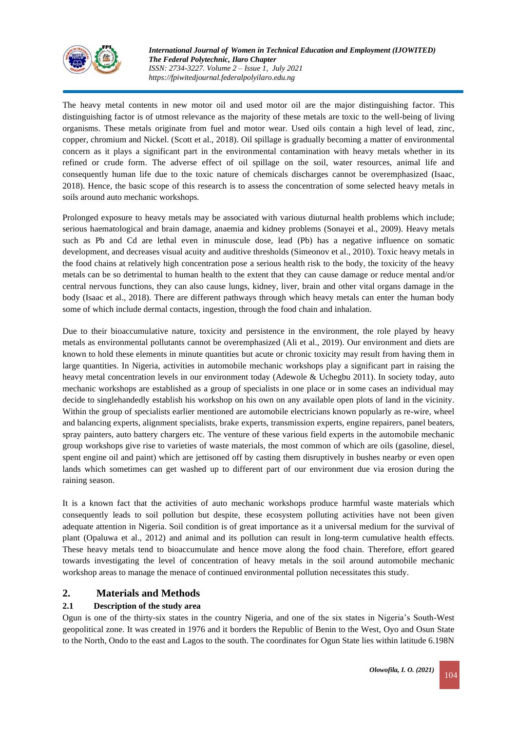The heavy metal contents in new motor oil and used motor oil are the major distinguishing factor. This distinguishing factor is of utmost relevance as the majority of these metals are toxic to the well-being of living organisms. These metals originate from fuel and motor wear. Used oils contain a high level of lead, zinc, copper, chromium and Nickel. (Scott et al., 2018). Oil spillage is gradually becoming a matter of environmental concern as it plays a significant part in the environmental contamination with heavy metals whether in its refined or crude form. The adverse effect of oil spillage on the soil, water resources, animal life and consequently human life due to the toxic nature of chemicals discharges cannot be overemphasized (Isaac, 2018). Hence, the basic scope of this research is to assess the concentration of some selected heavy metals in soils around auto mechanic workshops.

Prolonged exposure to heavy metals may be associated with various diuturnal health problems which include; serious haematological and brain damage, anaemia and kidney problems (Sonayei et al., 2009). Heavy metals such as Pb and Cd are lethal even in minuscule dose, lead (Pb) has a negative influence on somatic development, and decreases visual acuity and auditive thresholds (Simeonov et al., 2010). Toxic heavy metals in the food chains at relatively high concentration pose a serious health risk to the body, the toxicity of the heavy metals can be so detrimental to human health to the extent that they can cause damage or reduce mental and/or central nervous functions, they can also cause lungs, kidney, liver, brain and other vital organs damage in the body (Isaac et al., 2018). There are different pathways through which heavy metals can enter the human body some of which include dermal contacts, ingestion, through the food chain and inhalation.

Due to their bioaccumulative nature, toxicity and persistence in the environment, the role played by heavy metals as environmental pollutants cannot be overemphasized (Ali et al., 2019). Our environment and diets are known to hold these elements in minute quantities but acute or chronic toxicity may result from having them in large quantities. In Nigeria, activities in automobile mechanic workshops play a significant part in raising the heavy metal concentration levels in our environment today (Adewole & Uchegbu 2011). In society today, auto mechanic workshops are established as a group of specialists in one place or in some cases an individual may decide to singlehandedly establish his workshop on his own on any available open plots of land in the vicinity. Within the group of specialists earlier mentioned are automobile electricians known popularly as re-wire, wheel and balancing experts, alignment specialists, brake experts, transmission experts, engine repairers, panel beaters, spray painters, auto battery chargers etc. The venture of these various field experts in the automobile mechanic group workshops give rise to varieties of waste materials, the most common of which are oils (gasoline, diesel, spent engine oil and paint) which are jettisoned off by casting them disruptively in bushes nearby or even open lands which sometimes can get washed up to different part of our environment due via erosion during the raining season.

It is a known fact that the activities of auto mechanic workshops produce harmful waste materials which consequently leads to soil pollution but despite, these ecosystem polluting activities have not been given adequate attention in Nigeria. Soil condition is of great importance as it a universal medium for the survival of plant (Opaluwa et al., 2012) and animal and its pollution can result in long-term cumulative health effects. These heavy metals tend to bioaccumulate and hence move along the food chain. Therefore, effort geared towards investigating the level of concentration of heavy metals in the soil around automobile mechanic workshop areas to manage the menace of continued environmental pollution necessitates this study.

## 2. Materials and Methods

### 2.1 Description of the study area

Ogun is one of the thirty-six states in the country Nigeria, and one of the six states in Nigeria's South-West geopolitical zone. It was created in 1976 and it borders the Republic of Benin to the West, Oyo and Osun State to the North, Ondo to the east and Lagos to the south. The coordinates for Ogun State lies within latitude 6.198N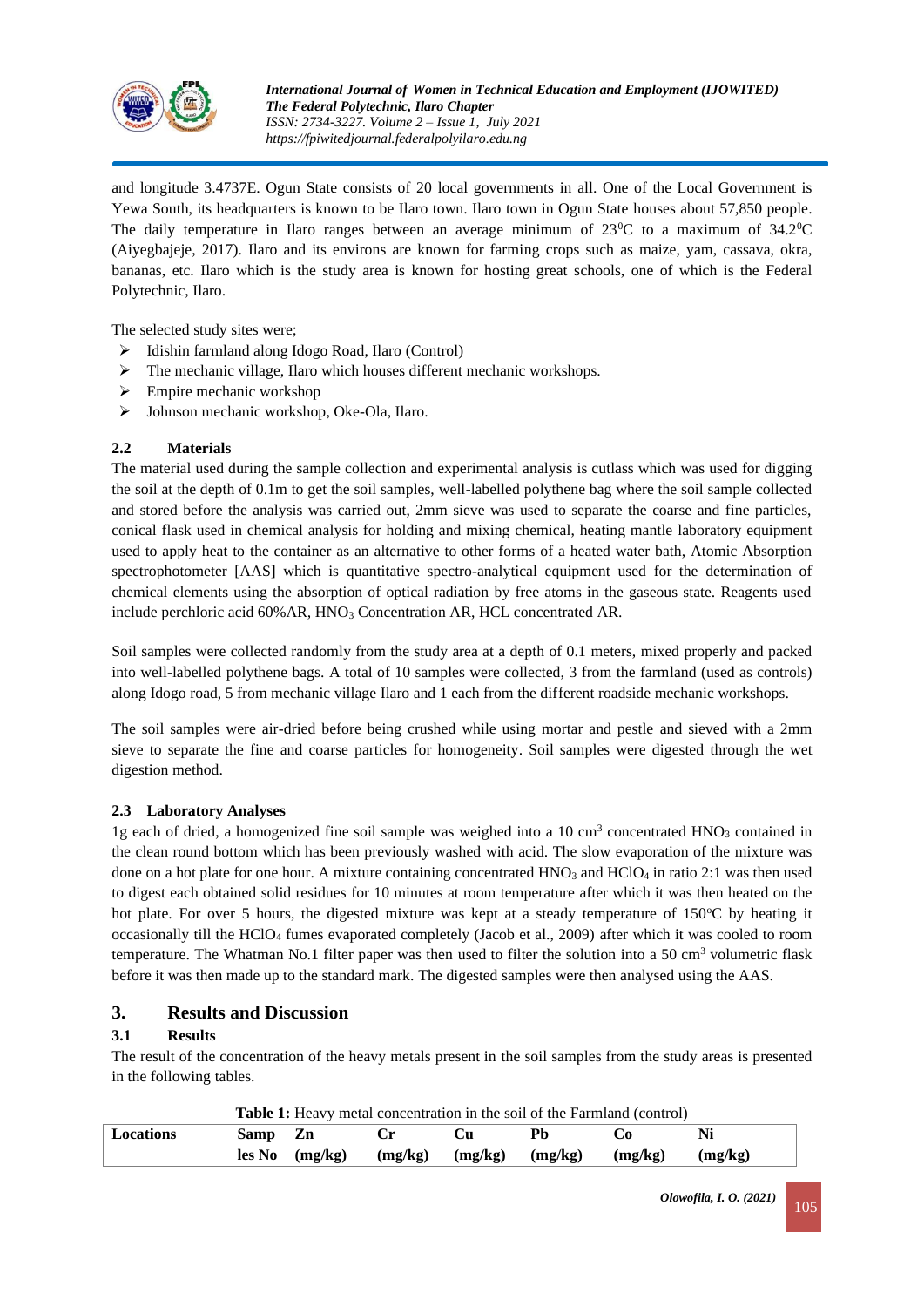and longitude 3.4737E. Ogun State consists of 20 local governments in all. One of the Local Government is Yewa South, its headquarters is known to be Ilaro town. Ilaro town in Ogun State houses about 57,850 people. The daily temperature in Ilaro ranges between an average minimum of 23$^0$C to a maximum of 34.2$^0$C (Aiyegbajeje, 2017). Ilaro and its environs are known for farming crops such as maize, yam, cassava, okra, bananas, etc. Ilaro which is the study area is known for hosting great schools, one of which is the Federal Polytechnic, Ilaro.

The selected study sites were;

- Idishin farmland along Idogo Road, Ilaro (Control)
- The mechanic village, Ilaro which houses different mechanic workshops.
- Empire mechanic workshop
- Johnson mechanic workshop, Oke-Ola, Ilaro.

### 2.2 Materials

The material used during the sample collection and experimental analysis is cutlass which was used for digging the soil at the depth of 0.1m to get the soil samples, well-labelled polythene bag where the soil sample collected and stored before the analysis was carried out, 2mm sieve was used to separate the coarse and fine particles, conical flask used in chemical analysis for holding and mixing chemical, heating mantle laboratory equipment used to apply heat to the container as an alternative to other forms of a heated water bath, Atomic Absorption spectrophotometer [AAS] which is quantitative spectro-analytical equipment used for the determination of chemical elements using the absorption of optical radiation by free atoms in the gaseous state. Reagents used include perchloric acid 60%AR, $HNO_3$ Concentration AR, HCL concentrated AR.

Soil samples were collected randomly from the study area at a depth of 0.1 meters, mixed properly and packed into well-labelled polythene bags. A total of 10 samples were collected, 3 from the farmland (used as controls) along Idogo road, 5 from mechanic village Ilaro and 1 each from the different roadside mechanic workshops.

The soil samples were air-dried before being crushed while using mortar and pestle and sieved with a 2mm sieve to separate the fine and coarse particles for homogeneity. Soil samples were digested through the wet digestion method.

### 2.3 Laboratory Analyses

1g each of dried, a homogenized fine soil sample was weighed into a 10 cm$^3$ concentrated $HNO_3$ contained in the clean round bottom which has been previously washed with acid. The slow evaporation of the mixture was done on a hot plate for one hour. A mixture containing concentrated $HNO_3$ and $HClO_4$ in ratio 2:1 was then used to digest each obtained solid residues for 10 minutes at room temperature after which it was then heated on the hot plate. For over 5 hours, the digested mixture was kept at a steady temperature of 150$^o$C by heating it occasionally till the $HClO_4$ fumes evaporated completely (Jacob et al., 2009) after which it was cooled to room temperature. The Whatman No.1 filter paper was then used to filter the solution into a 50 cm$^3$ volumetric flask before it was then made up to the standard mark. The digested samples were then analysed using the AAS.

## 3. Results and Discussion

### 3.1 Results

The result of the concentration of the heavy metals present in the soil samples from the study areas is presented in the following tables.

**Table 1:** Heavy metal concentration in the soil of the Farmland (control)

| Locations | Samples No | Zn (mg/kg) | Cr (mg/kg) | Cu (mg/kg) | Pb (mg/kg) | Co (mg/kg) | Ni (mg/kg) |
|---|---|---|---|---|---|---|---|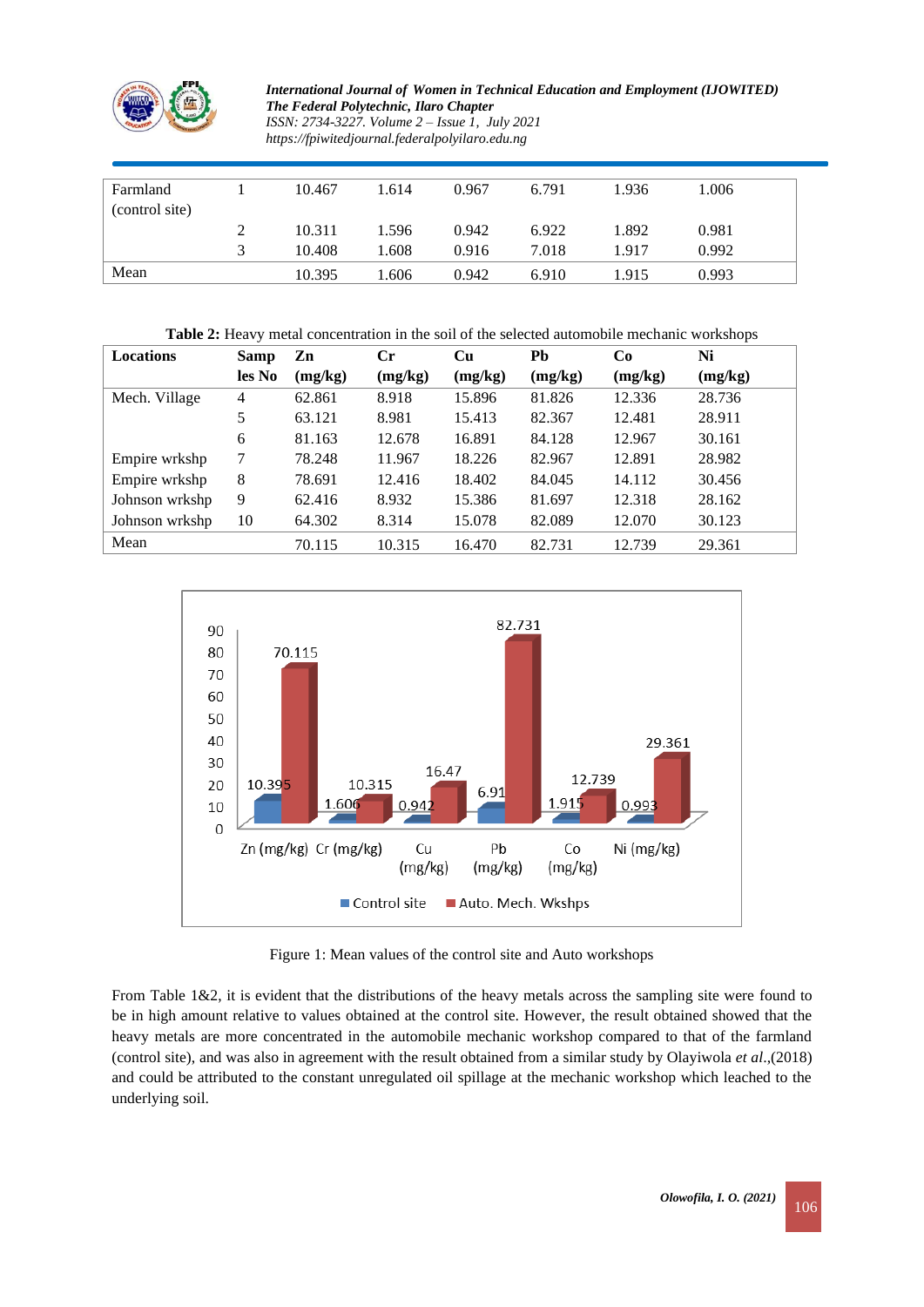| Farmland (control site) | 1 | 10.467 | 1.614 | 0.967 | 6.791 | 1.936 | 1.006 |
|---|---|---|---|---|---|---|---|
| | 2 | 10.311 | 1.596 | 0.942 | 6.922 | 1.892 | 0.981 |
| | 3 | 10.408 | 1.608 | 0.916 | 7.018 | 1.917 | 0.992 |
| Mean | | 10.395 | 1.606 | 0.942 | 6.910 | 1.915 | 0.993 |

**Table 2:** Heavy metal concentration in the soil of the selected automobile mechanic workshops

| **Locations** | **Samples No** | **Zn (mg/kg)** | **Cr (mg/kg)** | **Cu (mg/kg)** | **Pb (mg/kg)** | **Co (mg/kg)** | **Ni (mg/kg)** |
|---|---|---|---|---|---|---|---|
| Mech. Village | 4 | 62.861 | 8.918 | 15.896 | 81.826 | 12.336 | 28.736 |
| | 5 | 63.121 | 8.981 | 15.413 | 82.367 | 12.481 | 28.911 |
| | 6 | 81.163 | 12.678 | 16.891 | 84.128 | 12.967 | 30.161 |
| Empire wrkshp | 7 | 78.248 | 11.967 | 18.226 | 82.967 | 12.891 | 28.982 |
| Empire wrkshp | 8 | 78.691 | 12.416 | 18.402 | 84.045 | 14.112 | 30.456 |
| Johnson wrkshp | 9 | 62.416 | 8.932 | 15.386 | 81.697 | 12.318 | 28.162 |
| Johnson wrkshp | 10 | 64.302 | 8.314 | 15.078 | 82.089 | 12.070 | 30.123 |
| Mean | | 70.115 | 10.315 | 16.470 | 82.731 | 12.739 | 29.361 |

Figure 1: Mean values of the control site and Auto workshops

From Table 1&2, it is evident that the distributions of the heavy metals across the sampling site were found to be in high amount relative to values obtained at the control site. However, the result obtained showed that the heavy metals are more concentrated in the automobile mechanic workshop compared to that of the farmland (control site), and was also in agreement with the result obtained from a similar study by Olayiwola *et al*.,(2018) and could be attributed to the constant unregulated oil spillage at the mechanic workshop which leached to the underlying soil.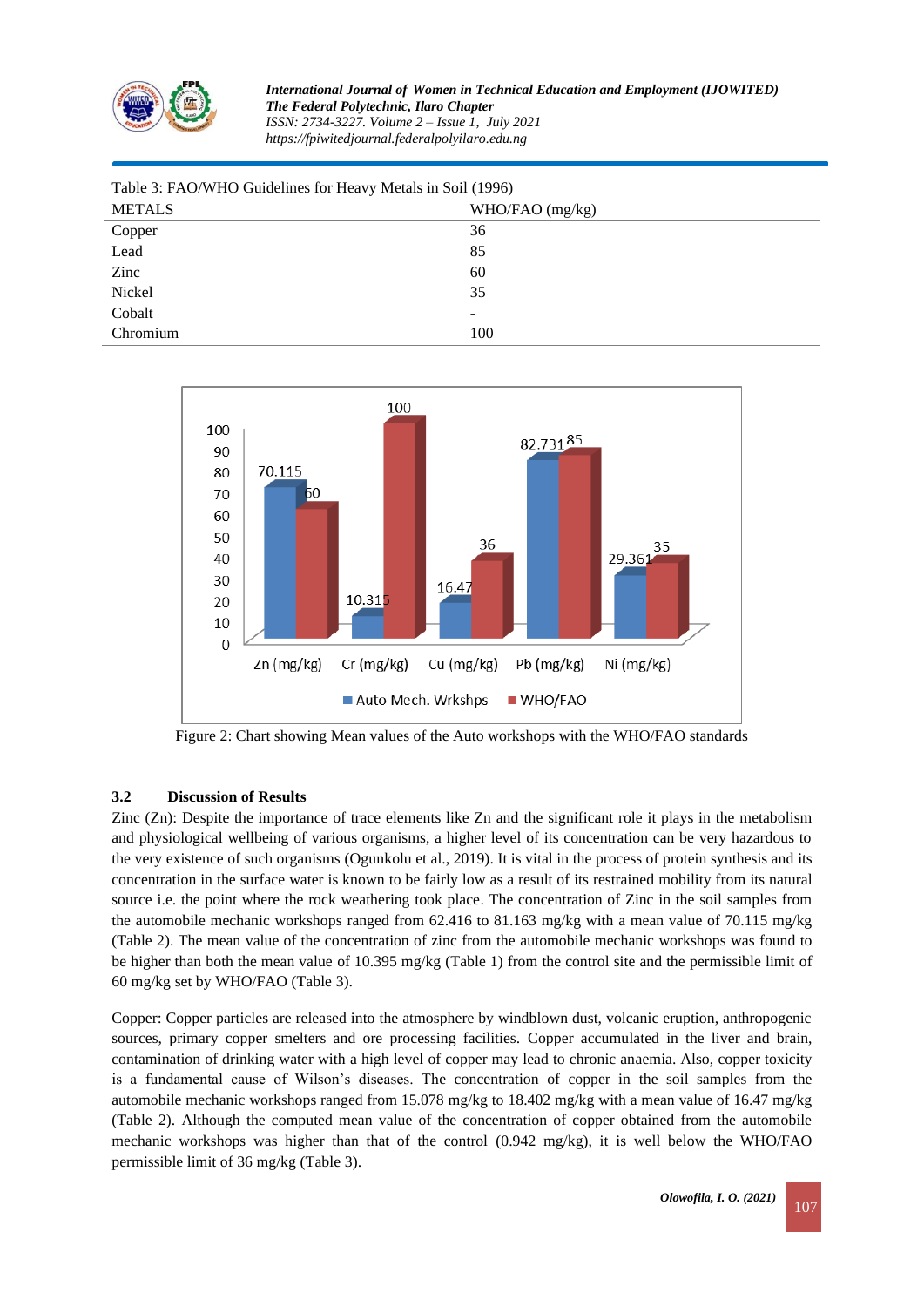Table 3: FAO/WHO Guidelines for Heavy Metals in Soil (1996)

| METALS | WHO/FAO (mg/kg) |
|---|---|
| Copper | 36 |
| Lead | 85 |
| Zinc | 60 |
| Nickel | 35 |
| Cobalt | - |
| Chromium | 100 |

Figure 2: Chart showing Mean values of the Auto workshops with the WHO/FAO standards

### 3.2 Discussion of Results

Zinc (Zn): Despite the importance of trace elements like Zn and the significant role it plays in the metabolism and physiological wellbeing of various organisms, a higher level of its concentration can be very hazardous to the very existence of such organisms (Ogunkolu et al., 2019). It is vital in the process of protein synthesis and its concentration in the surface water is known to be fairly low as a result of its restrained mobility from its natural source i.e. the point where the rock weathering took place. The concentration of Zinc in the soil samples from the automobile mechanic workshops ranged from 62.416 to 81.163 mg/kg with a mean value of 70.115 mg/kg (Table 2). The mean value of the concentration of zinc from the automobile mechanic workshops was found to be higher than both the mean value of 10.395 mg/kg (Table 1) from the control site and the permissible limit of 60 mg/kg set by WHO/FAO (Table 3).

Copper: Copper particles are released into the atmosphere by windblown dust, volcanic eruption, anthropogenic sources, primary copper smelters and ore processing facilities. Copper accumulated in the liver and brain, contamination of drinking water with a high level of copper may lead to chronic anaemia. Also, copper toxicity is a fundamental cause of Wilson's diseases. The concentration of copper in the soil samples from the automobile mechanic workshops ranged from 15.078 mg/kg to 18.402 mg/kg with a mean value of 16.47 mg/kg (Table 2). Although the computed mean value of the concentration of copper obtained from the automobile mechanic workshops was higher than that of the control (0.942 mg/kg), it is well below the WHO/FAO permissible limit of 36 mg/kg (Table 3).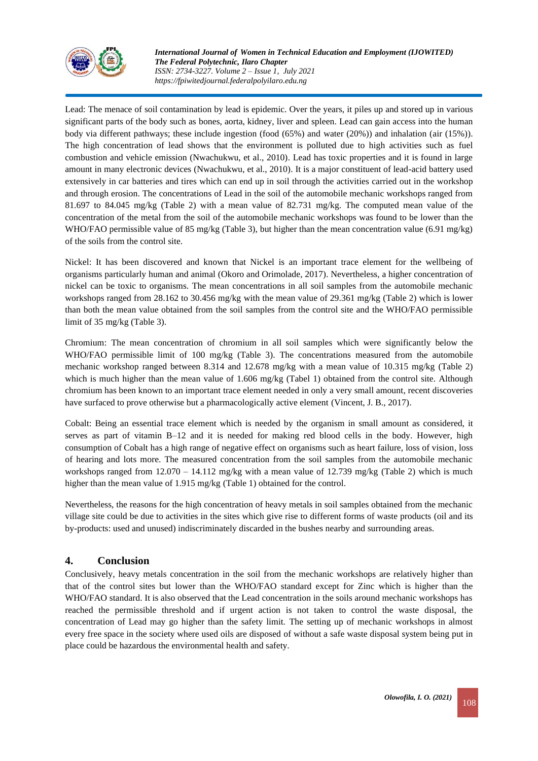Lead: The menace of soil contamination by lead is epidemic. Over the years, it piles up and stored up in various significant parts of the body such as bones, aorta, kidney, liver and spleen. Lead can gain access into the human body via different pathways; these include ingestion (food (65%) and water (20%)) and inhalation (air (15%)). The high concentration of lead shows that the environment is polluted due to high activities such as fuel combustion and vehicle emission (Nwachukwu, et al., 2010). Lead has toxic properties and it is found in large amount in many electronic devices (Nwachukwu, et al., 2010). It is a major constituent of lead-acid battery used extensively in car batteries and tires which can end up in soil through the activities carried out in the workshop and through erosion. The concentrations of Lead in the soil of the automobile mechanic workshops ranged from 81.697 to 84.045 mg/kg (Table 2) with a mean value of 82.731 mg/kg. The computed mean value of the concentration of the metal from the soil of the automobile mechanic workshops was found to be lower than the WHO/FAO permissible value of 85 mg/kg (Table 3), but higher than the mean concentration value (6.91 mg/kg) of the soils from the control site.

Nickel: It has been discovered and known that Nickel is an important trace element for the wellbeing of organisms particularly human and animal (Okoro and Orimolade, 2017). Nevertheless, a higher concentration of nickel can be toxic to organisms. The mean concentrations in all soil samples from the automobile mechanic workshops ranged from 28.162 to 30.456 mg/kg with the mean value of 29.361 mg/kg (Table 2) which is lower than both the mean value obtained from the soil samples from the control site and the WHO/FAO permissible limit of 35 mg/kg (Table 3).

Chromium: The mean concentration of chromium in all soil samples which were significantly below the WHO/FAO permissible limit of 100 mg/kg (Table 3). The concentrations measured from the automobile mechanic workshop ranged between 8.314 and 12.678 mg/kg with a mean value of 10.315 mg/kg (Table 2) which is much higher than the mean value of 1.606 mg/kg (Tabel 1) obtained from the control site. Although chromium has been known to an important trace element needed in only a very small amount, recent discoveries have surfaced to prove otherwise but a pharmacologically active element (Vincent, J. B., 2017).

Cobalt: Being an essential trace element which is needed by the organism in small amount as considered, it serves as part of vitamin B–12 and it is needed for making red blood cells in the body. However, high consumption of Cobalt has a high range of negative effect on organisms such as heart failure, loss of vision, loss of hearing and lots more. The measured concentration from the soil samples from the automobile mechanic workshops ranged from 12.070 – 14.112 mg/kg with a mean value of 12.739 mg/kg (Table 2) which is much higher than the mean value of 1.915 mg/kg (Table 1) obtained for the control.

Nevertheless, the reasons for the high concentration of heavy metals in soil samples obtained from the mechanic village site could be due to activities in the sites which give rise to different forms of waste products (oil and its by-products: used and unused) indiscriminately discarded in the bushes nearby and surrounding areas.

## 4. Conclusion

Conclusively, heavy metals concentration in the soil from the mechanic workshops are relatively higher than that of the control sites but lower than the WHO/FAO standard except for Zinc which is higher than the WHO/FAO standard. It is also observed that the Lead concentration in the soils around mechanic workshops has reached the permissible threshold and if urgent action is not taken to control the waste disposal, the concentration of Lead may go higher than the safety limit. The setting up of mechanic workshops in almost every free space in the society where used oils are disposed of without a safe waste disposal system being put in place could be hazardous the environmental health and safety.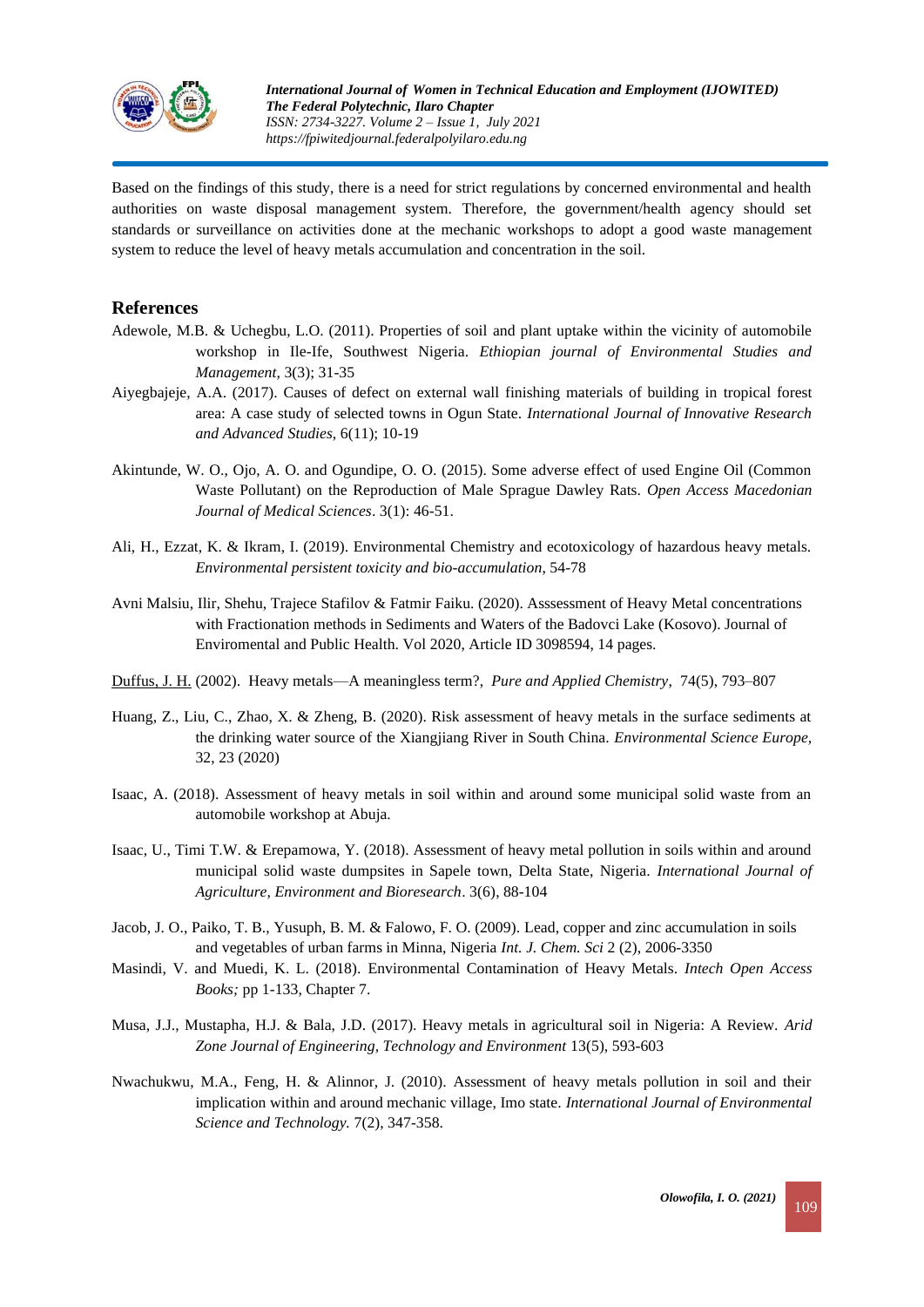Based on the findings of this study, there is a need for strict regulations by concerned environmental and health authorities on waste disposal management system. Therefore, the government/health agency should set standards or surveillance on activities done at the mechanic workshops to adopt a good waste management system to reduce the level of heavy metals accumulation and concentration in the soil.

## References

Adewole, M.B. & Uchegbu, L.O. (2011). Properties of soil and plant uptake within the vicinity of automobile workshop in Ile-Ife, Southwest Nigeria. *Ethiopian journal of Environmental Studies and Management*, 3(3); 31-35

Aiyegbajeje, A.A. (2017). Causes of defect on external wall finishing materials of building in tropical forest area: A case study of selected towns in Ogun State. *International Journal of Innovative Research and Advanced Studies*, 6(11); 10-19

Akintunde, W. O., Ojo, A. O. and Ogundipe, O. O. (2015). Some adverse effect of used Engine Oil (Common Waste Pollutant) on the Reproduction of Male Sprague Dawley Rats. *Open Access Macedonian Journal of Medical Sciences*. 3(1): 46-51.

Ali, H., Ezzat, K. & Ikram, I. (2019). Environmental Chemistry and ecotoxicology of hazardous heavy metals. *Environmental persistent toxicity and bio-accumulation*, 54-78

Avni Malsiu, Ilir, Shehu, Trajece Stafilov & Fatmir Faiku. (2020). Asssessment of Heavy Metal concentrations with Fractionation methods in Sediments and Waters of the Badovci Lake (Kosovo). Journal of Enviromental and Public Health. Vol 2020, Article ID 3098594, 14 pages.

Duffus, J. H. (2002). Heavy metals—A meaningless term?, *Pure and Applied Chemistry*, 74(5), 793–807

Huang, Z., Liu, C., Zhao, X. & Zheng, B. (2020). Risk assessment of heavy metals in the surface sediments at the drinking water source of the Xiangjiang River in South China. *Environmental Science Europe*, 32, 23 (2020)

Isaac, A. (2018). Assessment of heavy metals in soil within and around some municipal solid waste from an automobile workshop at Abuja.

Isaac, U., Timi T.W. & Erepamowa, Y. (2018). Assessment of heavy metal pollution in soils within and around municipal solid waste dumpsites in Sapele town, Delta State, Nigeria. *International Journal of Agriculture, Environment and Bioresearch*. 3(6), 88-104

Jacob, J. O., Paiko, T. B., Yusuph, B. M. & Falowo, F. O. (2009). Lead, copper and zinc accumulation in soils and vegetables of urban farms in Minna, Nigeria *Int. J. Chem. Sci* 2 (2), 2006-3350

Masindi, V. and Muedi, K. L. (2018). Environmental Contamination of Heavy Metals. *Intech Open Access Books;* pp 1-133, Chapter 7.

Musa, J.J., Mustapha, H.J. & Bala, J.D. (2017). Heavy metals in agricultural soil in Nigeria: A Review. *Arid Zone Journal of Engineering, Technology and Environment* 13(5), 593-603

Nwachukwu, M.A., Feng, H. & Alinnor, J. (2010). Assessment of heavy metals pollution in soil and their implication within and around mechanic village, Imo state. *International Journal of Environmental Science and Technology.* 7(2), 347-358.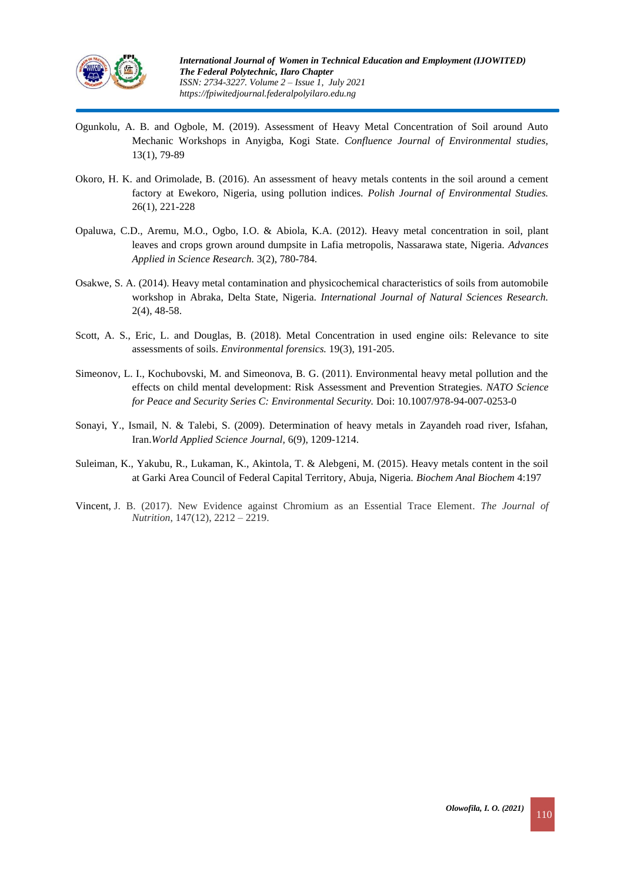Ogunkolu, A. B. and Ogbole, M. (2019). Assessment of Heavy Metal Concentration of Soil around Auto Mechanic Workshops in Anyigba, Kogi State. *Confluence Journal of Environmental studies,* 13(1), 79-89

Okoro, H. K. and Orimolade, B. (2016). An assessment of heavy metals contents in the soil around a cement factory at Ewekoro, Nigeria, using pollution indices. *Polish Journal of Environmental Studies.* 26(1), 221-228

Opaluwa, C.D., Aremu, M.O., Ogbo, I.O. & Abiola, K.A. (2012). Heavy metal concentration in soil, plant leaves and crops grown around dumpsite in Lafia metropolis, Nassarawa state, Nigeria. *Advances Applied in Science Research.* 3(2), 780-784.

Osakwe, S. A. (2014). Heavy metal contamination and physicochemical characteristics of soils from automobile workshop in Abraka, Delta State, Nigeria. *International Journal of Natural Sciences Research.* 2(4), 48-58.

Scott, A. S., Eric, L. and Douglas, B. (2018). Metal Concentration in used engine oils: Relevance to site assessments of soils. *Environmental forensics.* 19(3), 191-205.

Simeonov, L. I., Kochubovski, M. and Simeonova, B. G. (2011). Environmental heavy metal pollution and the effects on child mental development: Risk Assessment and Prevention Strategies. *NATO Science for Peace and Security Series C: Environmental Security.* Doi: 10.1007/978-94-007-0253-0

Sonayi, Y., Ismail, N. & Talebi, S. (2009). Determination of heavy metals in Zayandeh road river, Isfahan, Iran.*World Applied Science Journal,* 6(9), 1209-1214.

Suleiman, K., Yakubu, R., Lukaman, K., Akintola, T. & Alebgeni, M. (2015). Heavy metals content in the soil at Garki Area Council of Federal Capital Territory, Abuja, Nigeria. *Biochem Anal Biochem* 4:197

Vincent, J. B. (2017). New Evidence against Chromium as an Essential Trace Element. *The Journal of Nutrition,* 147(12), 2212 – 2219.